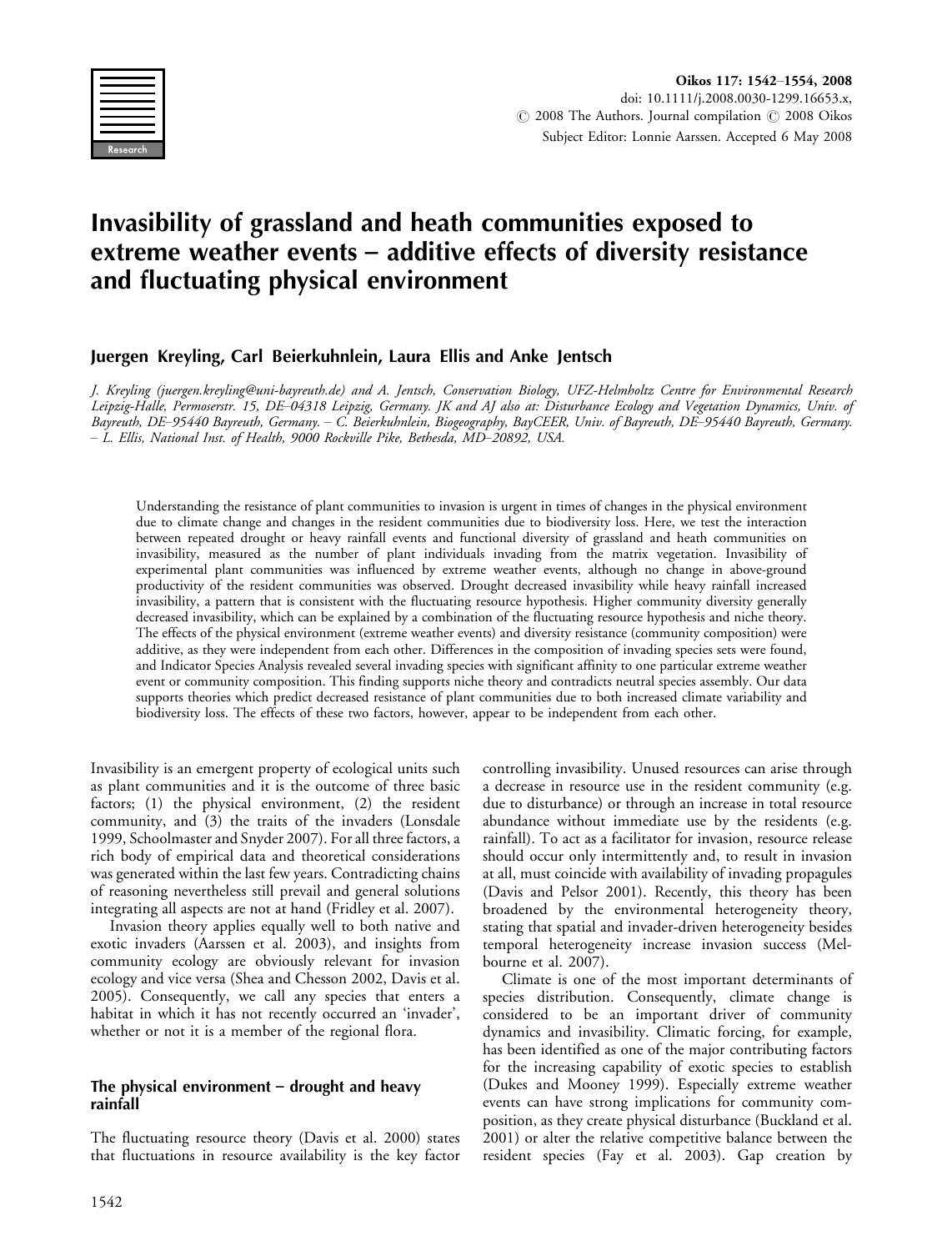# Invasibility of grassland and heath communities exposed to extreme weather events – additive effects of diversity resistance and fluctuating physical environment

**Juergen Kreyling, Carl Beierkuhnlein, Laura Ellis and Anke Jentsch**

*J. Kreyling (juergen.kreyling@uni-bayreuth.de) and A. Jentsch, Conservation Biology, UFZ-Helmholtz Centre for Environmental Research Leipzig-Halle, Permoserstr. 15, DE–04318 Leipzig, Germany. JK and AJ also at: Disturbance Ecology and Vegetation Dynamics, Univ. of Bayreuth, DE–95440 Bayreuth, Germany. – C. Beierkuhnlein, Biogeography, BayCEER, Univ. of Bayreuth, DE–95440 Bayreuth, Germany. – L. Ellis, National Inst. of Health, 9000 Rockville Pike, Bethesda, MD–20892, USA.*

Understanding the resistance of plant communities to invasion is urgent in times of changes in the physical environment due to climate change and changes in the resident communities due to biodiversity loss. Here, we test the interaction between repeated drought or heavy rainfall events and functional diversity of grassland and heath communities on invasibility, measured as the number of plant individuals invading from the matrix vegetation. Invasibility of experimental plant communities was influenced by extreme weather events, although no change in above-ground productivity of the resident communities was observed. Drought decreased invasibility while heavy rainfall increased invasibility, a pattern that is consistent with the fluctuating resource hypothesis. Higher community diversity generally decreased invasibility, which can be explained by a combination of the fluctuating resource hypothesis and niche theory. The effects of the physical environment (extreme weather events) and diversity resistance (community composition) were additive, as they were independent from each other. Differences in the composition of invading species sets were found, and Indicator Species Analysis revealed several invading species with significant affinity to one particular extreme weather event or community composition. This finding supports niche theory and contradicts neutral species assembly. Our data supports theories which predict decreased resistance of plant communities due to both increased climate variability and biodiversity loss. The effects of these two factors, however, appear to be independent from each other.

Invasibility is an emergent property of ecological units such as plant communities and it is the outcome of three basic factors; (1) the physical environment, (2) the resident community, and (3) the traits of the invaders (Lonsdale 1999, Schoolmaster and Snyder 2007). For all three factors, a rich body of empirical data and theoretical considerations was generated within the last few years. Contradicting chains of reasoning nevertheless still prevail and general solutions integrating all aspects are not at hand (Fridley et al. 2007).

Invasion theory applies equally well to both native and exotic invaders (Aarssen et al. 2003), and insights from community ecology are obviously relevant for invasion ecology and vice versa (Shea and Chesson 2002, Davis et al. 2005). Consequently, we call any species that enters a habitat in which it has not recently occurred an 'invader', whether or not it is a member of the regional flora.

## The physical environment – drought and heavy rainfall

The fluctuating resource theory (Davis et al. 2000) states that fluctuations in resource availability is the key factor controlling invasibility. Unused resources can arise through a decrease in resource use in the resident community (e.g. due to disturbance) or through an increase in total resource abundance without immediate use by the residents (e.g. rainfall). To act as a facilitator for invasion, resource release should occur only intermittently and, to result in invasion at all, must coincide with availability of invading propagules (Davis and Pelsor 2001). Recently, this theory has been broadened by the environmental heterogeneity theory, stating that spatial and invader-driven heterogeneity besides temporal heterogeneity increase invasion success (Melbourne et al. 2007).

Climate is one of the most important determinants of species distribution. Consequently, climate change is considered to be an important driver of community dynamics and invasibility. Climatic forcing, for example, has been identified as one of the major contributing factors for the increasing capability of exotic species to establish (Dukes and Mooney 1999). Especially extreme weather events can have strong implications for community composition, as they create physical disturbance (Buckland et al. 2001) or alter the relative competitive balance between the resident species (Fay et al. 2003). Gap creation by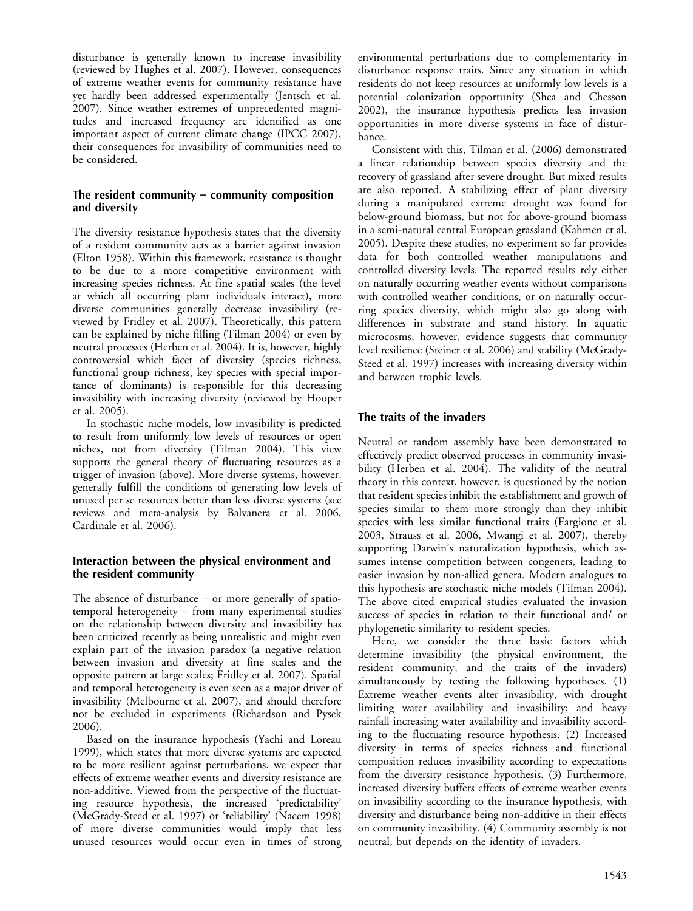disturbance is generally known to increase invasibility (reviewed by Hughes et al. 2007). However, consequences of extreme weather events for community resistance have yet hardly been addressed experimentally (Jentsch et al. 2007). Since weather extremes of unprecedented magnitudes and increased frequency are identified as one important aspect of current climate change (IPCC 2007), their consequences for invasibility of communities need to be considered.

## The resident community – community composition and diversity

The diversity resistance hypothesis states that the diversity of a resident community acts as a barrier against invasion (Elton 1958). Within this framework, resistance is thought to be due to a more competitive environment with increasing species richness. At fine spatial scales (the level at which all occurring plant individuals interact), more diverse communities generally decrease invasibility (reviewed by Fridley et al. 2007). Theoretically, this pattern can be explained by niche filling (Tilman 2004) or even by neutral processes (Herben et al. 2004). It is, however, highly controversial which facet of diversity (species richness, functional group richness, key species with special importance of dominants) is responsible for this decreasing invasibility with increasing diversity (reviewed by Hooper et al. 2005).

In stochastic niche models, low invasibility is predicted to result from uniformly low levels of resources or open niches, not from diversity (Tilman 2004). This view supports the general theory of fluctuating resources as a trigger of invasion (above). More diverse systems, however, generally fulfill the conditions of generating low levels of unused per se resources better than less diverse systems (see reviews and meta-analysis by Balvanera et al. 2006, Cardinale et al. 2006).

## Interaction between the physical environment and the resident community

The absence of disturbance – or more generally of spatio-temporal heterogeneity – from many experimental studies on the relationship between diversity and invasibility has been criticized recently as being unrealistic and might even explain part of the invasion paradox (a negative relation between invasion and diversity at fine scales and the opposite pattern at large scales; Fridley et al. 2007). Spatial and temporal heterogeneity is even seen as a major driver of invasibility (Melbourne et al. 2007), and should therefore not be excluded in experiments (Richardson and Pysek 2006).

Based on the insurance hypothesis (Yachi and Loreau 1999), which states that more diverse systems are expected to be more resilient against perturbations, we expect that effects of extreme weather events and diversity resistance are non-additive. Viewed from the perspective of the fluctuating resource hypothesis, the increased 'predictability' (McGrady-Steed et al. 1997) or 'reliability' (Naeem 1998) of more diverse communities would imply that less unused resources would occur even in times of strong environmental perturbations due to complementarity in disturbance response traits. Since any situation in which residents do not keep resources at uniformly low levels is a potential colonization opportunity (Shea and Chesson 2002), the insurance hypothesis predicts less invasion opportunities in more diverse systems in face of disturbance.

Consistent with this, Tilman et al. (2006) demonstrated a linear relationship between species diversity and the recovery of grassland after severe drought. But mixed results are also reported. A stabilizing effect of plant diversity during a manipulated extreme drought was found for below-ground biomass, but not for above-ground biomass in a semi-natural central European grassland (Kahmen et al. 2005). Despite these studies, no experiment so far provides data for both controlled weather manipulations and controlled diversity levels. The reported results rely either on naturally occurring weather events without comparisons with controlled weather conditions, or on naturally occurring species diversity, which might also go along with differences in substrate and stand history. In aquatic microcosms, however, evidence suggests that community level resilience (Steiner et al. 2006) and stability (McGrady-Steed et al. 1997) increases with increasing diversity within and between trophic levels.

## The traits of the invaders

Neutral or random assembly have been demonstrated to effectively predict observed processes in community invasibility (Herben et al. 2004). The validity of the neutral theory in this context, however, is questioned by the notion that resident species inhibit the establishment and growth of species similar to them more strongly than they inhibit species with less similar functional traits (Fargione et al. 2003, Strauss et al. 2006, Mwangi et al. 2007), thereby supporting Darwin's naturalization hypothesis, which assumes intense competition between congeners, leading to easier invasion by non-allied genera. Modern analogues to this hypothesis are stochastic niche models (Tilman 2004). The above cited empirical studies evaluated the invasion success of species in relation to their functional and/ or phylogenetic similarity to resident species.

Here, we consider the three basic factors which determine invasibility (the physical environment, the resident community, and the traits of the invaders) simultaneously by testing the following hypotheses. (1) Extreme weather events alter invasibility, with drought limiting water availability and invasibility; and heavy rainfall increasing water availability and invasibility according to the fluctuating resource hypothesis. (2) Increased diversity in terms of species richness and functional composition reduces invasibility according to expectations from the diversity resistance hypothesis. (3) Furthermore, increased diversity buffers effects of extreme weather events on invasibility according to the insurance hypothesis, with diversity and disturbance being non-additive in their effects on community invasibility. (4) Community assembly is not neutral, but depends on the identity of invaders.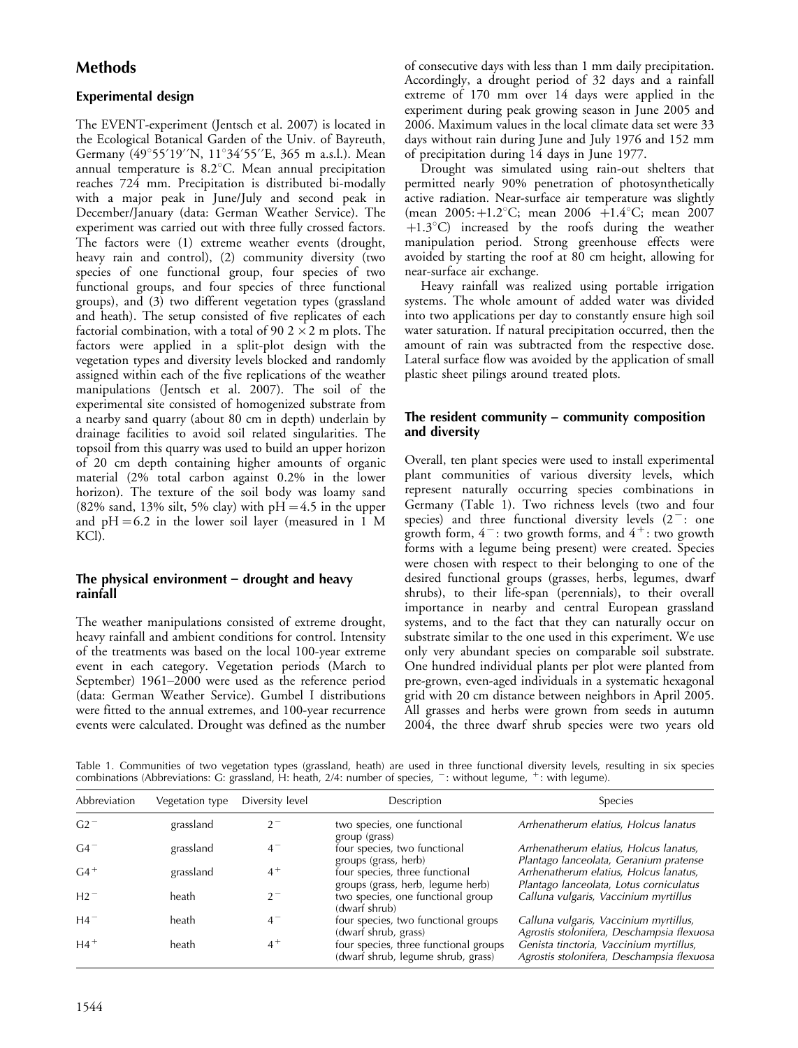## Methods

### Experimental design

The EVENT-experiment (Jentsch et al. 2007) is located in the Ecological Botanical Garden of the Univ. of Bayreuth, Germany (49°55′19″N, 11°34′55″E, 365 m a.s.l.). Mean annual temperature is 8.2°C. Mean annual precipitation reaches 724 mm. Precipitation is distributed bi-modally with a major peak in June/July and second peak in December/January (data: German Weather Service). The experiment was carried out with three fully crossed factors. The factors were (1) extreme weather events (drought, heavy rain and control), (2) community diversity (two species of one functional group, four species of two functional groups, and four species of three functional groups), and (3) two different vegetation types (grassland and heath). The setup consisted of five replicates of each factorial combination, with a total of 90 $2 \times 2$ m plots. The factors were applied in a split-plot design with the vegetation types and diversity levels blocked and randomly assigned within each of the five replications of the weather manipulations (Jentsch et al. 2007). The soil of the experimental site consisted of homogenized substrate from a nearby sand quarry (about 80 cm in depth) underlain by drainage facilities to avoid soil related singularities. The topsoil from this quarry was used to build an upper horizon of 20 cm depth containing higher amounts of organic material (2% total carbon against 0.2% in the lower horizon). The texture of the soil body was loamy sand (82% sand, 13% silt, 5% clay) with pH = 4.5 in the upper and pH = 6.2 in the lower soil layer (measured in 1 M KCl).

### The physical environment – drought and heavy rainfall

The weather manipulations consisted of extreme drought, heavy rainfall and ambient conditions for control. Intensity of the treatments was based on the local 100-year extreme event in each category. Vegetation periods (March to September) 1961–2000 were used as the reference period (data: German Weather Service). Gumbel I distributions were fitted to the annual extremes, and 100-year recurrence events were calculated. Drought was defined as the number of consecutive days with less than 1 mm daily precipitation. Accordingly, a drought period of 32 days and a rainfall extreme of 170 mm over 14 days were applied in the experiment during peak growing season in June 2005 and 2006. Maximum values in the local climate data set were 33 days without rain during June and July 1976 and 152 mm of precipitation during 14 days in June 1977.

Drought was simulated using rain-out shelters that permitted nearly 90% penetration of photosynthetically active radiation. Near-surface air temperature was slightly (mean 2005: +1.2°C; mean 2006 +1.4°C; mean 2007 +1.3°C) increased by the roofs during the weather manipulation period. Strong greenhouse effects were avoided by starting the roof at 80 cm height, allowing for near-surface air exchange.

Heavy rainfall was realized using portable irrigation systems. The whole amount of added water was divided into two applications per day to constantly ensure high soil water saturation. If natural precipitation occurred, then the amount of rain was subtracted from the respective dose. Lateral surface flow was avoided by the application of small plastic sheet pilings around treated plots.

### The resident community – community composition and diversity

Overall, ten plant species were used to install experimental plant communities of various diversity levels, which represent naturally occurring species combinations in Germany (Table 1). Two richness levels (two and four species) and three functional diversity levels ($2^-$: one growth form, $4^-$: two growth forms, and $4^+$: two growth forms with a legume being present) were created. Species were chosen with respect to their belonging to one of the desired functional groups (grasses, herbs, legumes, dwarf shrubs), to their life-span (perennials), to their overall importance in nearby and central European grassland systems, and to the fact that they can naturally occur on substrate similar to the one used in this experiment. We use only very abundant species on comparable soil substrate. One hundred individual plants per plot were planted from pre-grown, even-aged individuals in a systematic hexagonal grid with 20 cm distance between neighbors in April 2005. All grasses and herbs were grown from seeds in autumn 2004, the three dwarf shrub species were two years old

Table 1. Communities of two vegetation types (grassland, heath) are used in three functional diversity levels, resulting in six species combinations (Abbreviations: G: grassland, H: heath, 2/4: number of species, $^-$: without legume, $^+$: with legume).

| Abbreviation | Vegetation type | Diversity level | Description | Species |
|---|---|---|---|---|
| $G2^-$ | grassland | $2^-$ | two species, one functional group (grass) | *Arrhenatherum elatius, Holcus lanatus* |
| $G4^-$ | grassland | $4^-$ | four species, two functional groups (grass, herb) | *Arrhenatherum elatius, Holcus lanatus, Plantago lanceolata, Geranium pratense* |
| $G4^+$ | grassland | $4^+$ | four species, three functional groups (grass, herb, legume herb) | *Arrhenatherum elatius, Holcus lanatus, Plantago lanceolata, Lotus corniculatus* |
| $H2^-$ | heath | $2^-$ | two species, one functional group (dwarf shrub) | *Calluna vulgaris, Vaccinium myrtillus* |
| $H4^-$ | heath | $4^-$ | four species, two functional groups (dwarf shrub, grass) | *Calluna vulgaris, Vaccinium myrtillus, Agrostis stolonifera, Deschampsia flexuosa* |
| $H4^+$ | heath | $4^+$ | four species, three functional groups (dwarf shrub, legume shrub, grass) | *Genista tinctoria, Vaccinium myrtillus, Agrostis stolonifera, Deschampsia flexuosa* |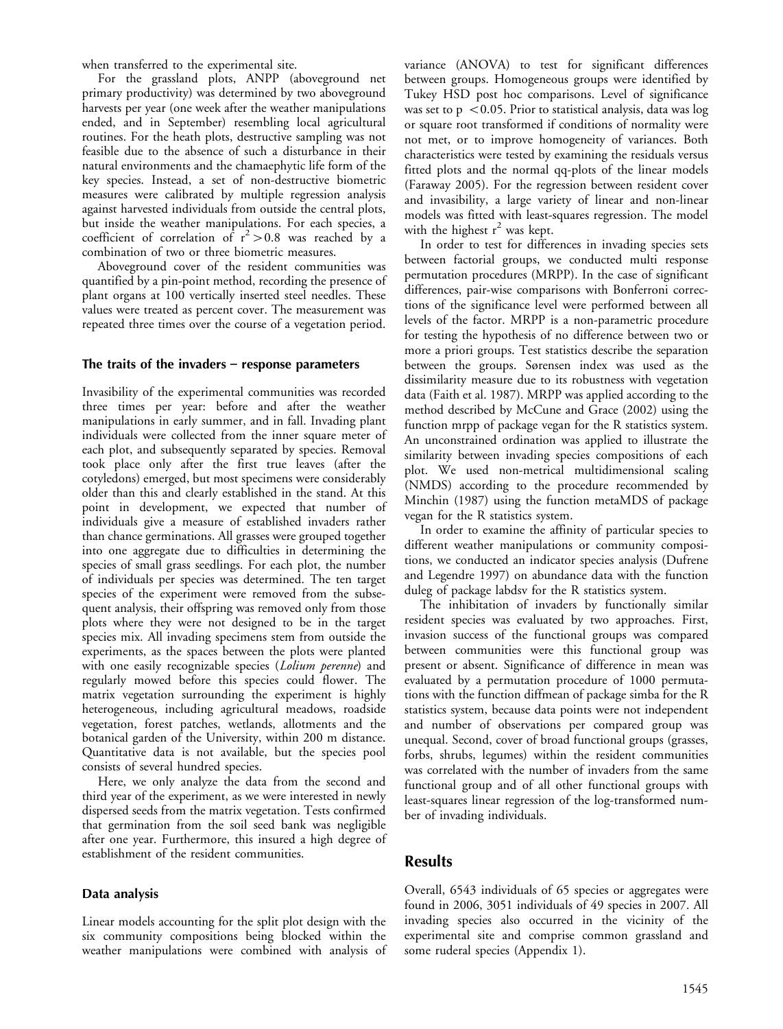when transferred to the experimental site.

For the grassland plots, ANPP (aboveground net primary productivity) was determined by two aboveground harvests per year (one week after the weather manipulations ended, and in September) resembling local agricultural routines. For the heath plots, destructive sampling was not feasible due to the absence of such a disturbance in their natural environments and the chamaephytic life form of the key species. Instead, a set of non-destructive biometric measures were calibrated by multiple regression analysis against harvested individuals from outside the central plots, but inside the weather manipulations. For each species, a coefficient of correlation of $r^2 > 0.8$ was reached by a combination of two or three biometric measures.

Aboveground cover of the resident communities was quantified by a pin-point method, recording the presence of plant organs at 100 vertically inserted steel needles. These values were treated as percent cover. The measurement was repeated three times over the course of a vegetation period.

### The traits of the invaders – response parameters

Invasibility of the experimental communities was recorded three times per year: before and after the weather manipulations in early summer, and in fall. Invading plant individuals were collected from the inner square meter of each plot, and subsequently separated by species. Removal took place only after the first true leaves (after the cotyledons) emerged, but most specimens were considerably older than this and clearly established in the stand. At this point in development, we expected that number of individuals give a measure of established invaders rather than chance germinations. All grasses were grouped together into one aggregate due to difficulties in determining the species of small grass seedlings. For each plot, the number of individuals per species was determined. The ten target species of the experiment were removed from the subsequent analysis, their offspring was removed only from those plots where they were not designed to be in the target species mix. All invading specimens stem from outside the experiments, as the spaces between the plots were planted with one easily recognizable species (*Lolium perenne*) and regularly mowed before this species could flower. The matrix vegetation surrounding the experiment is highly heterogeneous, including agricultural meadows, roadside vegetation, forest patches, wetlands, allotments and the botanical garden of the University, within 200 m distance. Quantitative data is not available, but the species pool consists of several hundred species.

Here, we only analyze the data from the second and third year of the experiment, as we were interested in newly dispersed seeds from the matrix vegetation. Tests confirmed that germination from the soil seed bank was negligible after one year. Furthermore, this insured a high degree of establishment of the resident communities.

### Data analysis

Linear models accounting for the split plot design with the six community compositions being blocked within the weather manipulations were combined with analysis of variance (ANOVA) to test for significant differences between groups. Homogeneous groups were identified by Tukey HSD post hoc comparisons. Level of significance was set to $p < 0.05$. Prior to statistical analysis, data was log or square root transformed if conditions of normality were not met, or to improve homogeneity of variances. Both characteristics were tested by examining the residuals versus fitted plots and the normal qq-plots of the linear models (Faraway 2005). For the regression between resident cover and invasibility, a large variety of linear and non-linear models was fitted with least-squares regression. The model with the highest $r^2$ was kept.

In order to test for differences in invading species sets between factorial groups, we conducted multi response permutation procedures (MRPP). In the case of significant differences, pair-wise comparisons with Bonferroni corrections of the significance level were performed between all levels of the factor. MRPP is a non-parametric procedure for testing the hypothesis of no difference between two or more a priori groups. Test statistics describe the separation between the groups. Sørensen index was used as the dissimilarity measure due to its robustness with vegetation data (Faith et al. 1987). MRPP was applied according to the method described by McCune and Grace (2002) using the function mrpp of package vegan for the R statistics system. An unconstrained ordination was applied to illustrate the similarity between invading species compositions of each plot. We used non-metrical multidimensional scaling (NMDS) according to the procedure recommended by Minchin (1987) using the function metaMDS of package vegan for the R statistics system.

In order to examine the affinity of particular species to different weather manipulations or community compositions, we conducted an indicator species analysis (Dufrene and Legendre 1997) on abundance data with the function duleg of package labdsv for the R statistics system.

The inhibitation of invaders by functionally similar resident species was evaluated by two approaches. First, invasion success of the functional groups was compared between communities were this functional group was present or absent. Significance of difference in mean was evaluated by a permutation procedure of 1000 permutations with the function diffmean of package simba for the R statistics system, because data points were not independent and number of observations per compared group was unequal. Second, cover of broad functional groups (grasses, forbs, shrubs, legumes) within the resident communities was correlated with the number of invaders from the same functional group and of all other functional groups with least-squares linear regression of the log-transformed number of invading individuals.

## Results

Overall, 6543 individuals of 65 species or aggregates were found in 2006, 3051 individuals of 49 species in 2007. All invading species also occurred in the vicinity of the experimental site and comprise common grassland and some ruderal species (Appendix 1).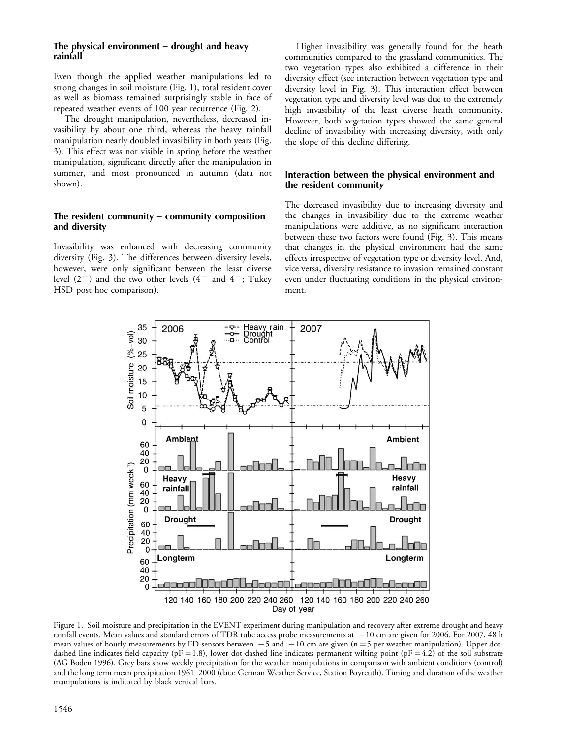### The physical environment – drought and heavy rainfall

Even though the applied weather manipulations led to strong changes in soil moisture (Fig. 1), total resident cover as well as biomass remained surprisingly stable in face of repeated weather events of 100 year recurrence (Fig. 2).

The drought manipulation, nevertheless, decreased invasibility by about one third, whereas the heavy rainfall manipulation nearly doubled invasibility in both years (Fig. 3). This effect was not visible in spring before the weather manipulation, significant directly after the manipulation in summer, and most pronounced in autumn (data not shown).

### The resident community – community composition and diversity

Invasibility was enhanced with decreasing community diversity (Fig. 3). The differences between diversity levels, however, were only significant between the least diverse level ($2^-$) and the two other levels ($4^-$ and $4^+$; Tukey HSD post hoc comparison).

Higher invasibility was generally found for the heath communities compared to the grassland communities. The two vegetation types also exhibited a difference in their diversity effect (see interaction between vegetation type and diversity level in Fig. 3). This interaction effect between vegetation type and diversity level was due to the extremely high invasibility of the least diverse heath community. However, both vegetation types showed the same general decline of invasibility with increasing diversity, with only the slope of this decline differing.

### Interaction between the physical environment and the resident community

The decreased invasibility due to increasing diversity and the changes in invasibility due to the extreme weather manipulations were additive, as no significant interaction between these two factors were found (Fig. 3). This means that changes in the physical environment had the same effects irrespective of vegetation type or diversity level. And, vice versa, diversity resistance to invasion remained constant even under fluctuating conditions in the physical environment.

Figure 1. Soil moisture and precipitation in the EVENT experiment during manipulation and recovery after extreme drought and heavy rainfall events. Mean values and standard errors of TDR tube access probe measurements at −10 cm are given for 2006. For 2007, 48 h mean values of hourly measurements by FD-sensors between −5 and −10 cm are given (n = 5 per weather manipulation). Upper dot-dashed line indicates field capacity (pF = 1.8), lower dot-dashed line indicates permanent wilting point (pF = 4.2) of the soil substrate (AG Boden 1996). Grey bars show weekly precipitation for the weather manipulations in comparison with ambient conditions (control) and the long term mean precipitation 1961–2000 (data: German Weather Service, Station Bayreuth). Timing and duration of the weather manipulations is indicated by black vertical bars.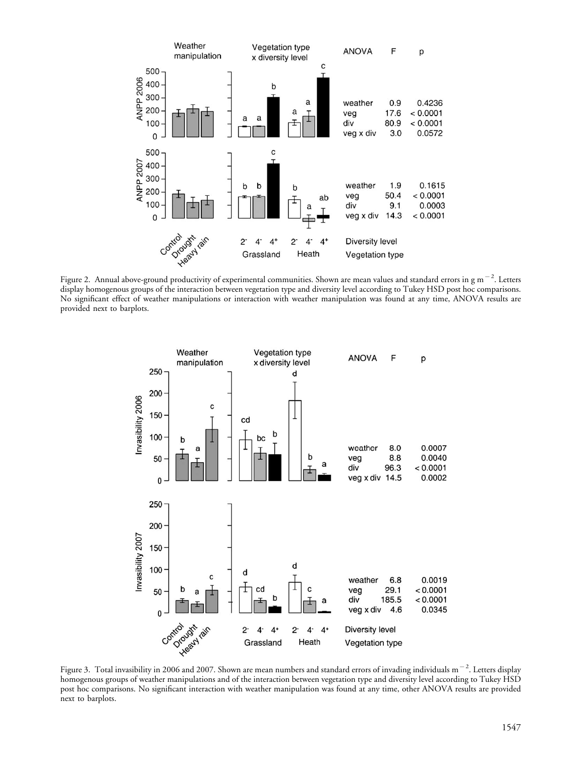Figure 2. Annual above-ground productivity of experimental communities. Shown are mean values and standard errors in g m$^{-2}$. Letters display homogenous groups of the interaction between vegetation type and diversity level according to Tukey HSD post hoc comparisons. No significant effect of weather manipulations or interaction with weather manipulation was found at any time, ANOVA results are provided next to barplots.

Figure 3. Total invasibility in 2006 and 2007. Shown are mean numbers and standard errors of invading individuals m$^{-2}$. Letters display homogenous groups of weather manipulations and of the interaction between vegetation type and diversity level according to Tukey HSD post hoc comparisons. No significant interaction with weather manipulation was found at any time, other ANOVA results are provided next to barplots.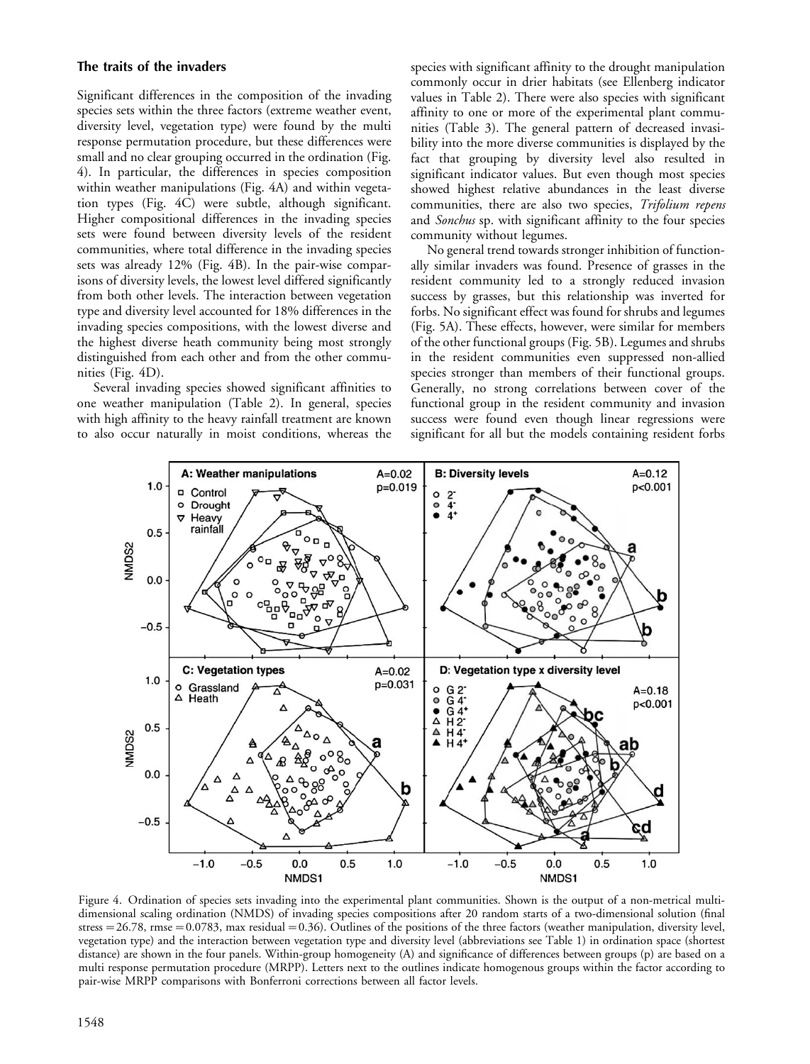### The traits of the invaders

Significant differences in the composition of the invading species sets within the three factors (extreme weather event, diversity level, vegetation type) were found by the multi response permutation procedure, but these differences were small and no clear grouping occurred in the ordination (Fig. 4). In particular, the differences in species composition within weather manipulations (Fig. 4A) and within vegetation types (Fig. 4C) were subtle, although significant. Higher compositional differences in the invading species sets were found between diversity levels of the resident communities, where total difference in the invading species sets was already 12% (Fig. 4B). In the pair-wise comparisons of diversity levels, the lowest level differed significantly from both other levels. The interaction between vegetation type and diversity level accounted for 18% differences in the invading species compositions, with the lowest diverse and the highest diverse heath community being most strongly distinguished from each other and from the other communities (Fig. 4D).

Several invading species showed significant affinities to one weather manipulation (Table 2). In general, species with high affinity to the heavy rainfall treatment are known to also occur naturally in moist conditions, whereas the species with significant affinity to the drought manipulation commonly occur in drier habitats (see Ellenberg indicator values in Table 2). There were also species with significant affinity to one or more of the experimental plant communities (Table 3). The general pattern of decreased invasibility into the more diverse communities is displayed by the fact that grouping by diversity level also resulted in significant indicator values. But even though most species showed highest relative abundances in the least diverse communities, there are also two species, *Trifolium repens* and *Sonchus* sp. with significant affinity to the four species community without legumes.

No general trend towards stronger inhibition of functionally similar invaders was found. Presence of grasses in the resident community led to a strongly reduced invasion success by grasses, but this relationship was inverted for forbs. No significant effect was found for shrubs and legumes (Fig. 5A). These effects, however, were similar for members of the other functional groups (Fig. 5B). Legumes and shrubs in the resident communities even suppressed non-allied species stronger than members of their functional groups. Generally, no strong correlations between cover of the functional group in the resident community and invasion success were found even though linear regressions were significant for all but the models containing resident forbs

Figure 4. Ordination of species sets invading into the experimental plant communities. Shown is the output of a non-metrical multi-dimensional scaling ordination (NMDS) of invading species compositions after 20 random starts of a two-dimensional solution (final stress = 26.78, rmse = 0.0783, max residual = 0.36). Outlines of the positions of the three factors (weather manipulation, diversity level, vegetation type) and the interaction between vegetation type and diversity level (abbreviations see Table 1) in ordination space (shortest distance) are shown in the four panels. Within-group homogeneity (A) and significance of differences between groups (p) are based on a multi response permutation procedure (MRPP). Letters next to the outlines indicate homogenous groups within the factor according to pair-wise MRPP comparisons with Bonferroni corrections between all factor levels.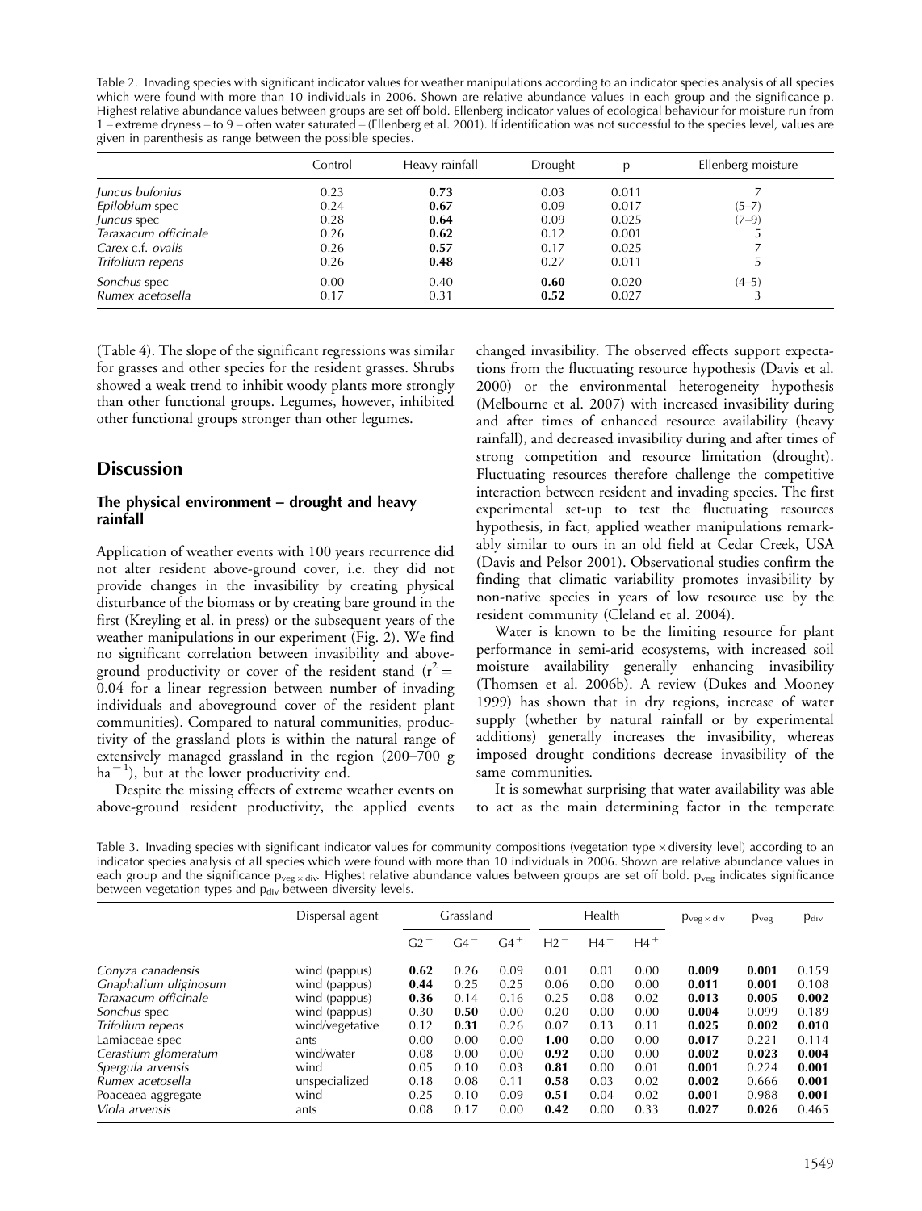Table 2. Invading species with significant indicator values for weather manipulations according to an indicator species analysis of all species which were found with more than 10 individuals in 2006. Shown are relative abundance values in each group and the significance p. Highest relative abundance values between groups are set off bold. Ellenberg indicator values of ecological behaviour for moisture run from 1 – extreme dryness – to 9 – often water saturated – (Ellenberg et al. 2001). If identification was not successful to the species level, values are given in parenthesis as range between the possible species.

| | Control | Heavy rainfall | Drought | p | Ellenberg moisture |
|---|---|---|---|---|---|
| *Juncus bufonius* | 0.23 | **0.73** | 0.03 | 0.011 | 7 |
| *Epilobium* spec | 0.24 | **0.67** | 0.09 | 0.017 | (5–7) |
| *Juncus* spec | 0.28 | **0.64** | 0.09 | 0.025 | (7–9) |
| *Taraxacum officinale* | 0.26 | **0.62** | 0.12 | 0.001 | 5 |
| *Carex* c.f. *ovalis* | 0.26 | **0.57** | 0.17 | 0.025 | 7 |
| *Trifolium repens* | 0.26 | **0.48** | 0.27 | 0.011 | 5 |
| *Sonchus* spec | 0.00 | 0.40 | **0.60** | 0.020 | (4–5) |
| *Rumex acetosella* | 0.17 | 0.31 | **0.52** | 0.027 | 3 |

(Table 4). The slope of the significant regressions was similar for grasses and other species for the resident grasses. Shrubs showed a weak trend to inhibit woody plants more strongly than other functional groups. Legumes, however, inhibited other functional groups stronger than other legumes.

## Discussion

### The physical environment – drought and heavy rainfall

Application of weather events with 100 years recurrence did not alter resident above-ground cover, i.e. they did not provide changes in the invasibility by creating physical disturbance of the biomass or by creating bare ground in the first (Kreyling et al. in press) or the subsequent years of the weather manipulations in our experiment (Fig. 2). We find no significant correlation between invasibility and above-ground productivity or cover of the resident stand ($r^2 = 0.04$ for a linear regression between number of invading individuals and aboveground cover of the resident plant communities). Compared to natural communities, productivity of the grassland plots is within the natural range of extensively managed grassland in the region (200–700 g $ha^{-1}$), but at the lower productivity end.

Despite the missing effects of extreme weather events on above-ground resident productivity, the applied events changed invasibility. The observed effects support expectations from the fluctuating resource hypothesis (Davis et al. 2000) or the environmental heterogeneity hypothesis (Melbourne et al. 2007) with increased invasibility during and after times of enhanced resource availability (heavy rainfall), and decreased invasibility during and after times of strong competition and resource limitation (drought). Fluctuating resources therefore challenge the competitive interaction between resident and invading species. The first experimental set-up to test the fluctuating resources hypothesis, in fact, applied weather manipulations remarkably similar to ours in an old field at Cedar Creek, USA (Davis and Pelsor 2001). Observational studies confirm the finding that climatic variability promotes invasibility by non-native species in years of low resource use by the resident community (Cleland et al. 2004).

Water is known to be the limiting resource for plant performance in semi-arid ecosystems, with increased soil moisture availability generally enhancing invasibility (Thomsen et al. 2006b). A review (Dukes and Mooney 1999) has shown that in dry regions, increase of water supply (whether by natural rainfall or by experimental additions) generally increases the invasibility, whereas imposed drought conditions decrease invasibility of the same communities.

It is somewhat surprising that water availability was able to act as the main determining factor in the temperate

Table 3. Invading species with significant indicator values for community compositions (vegetation type × diversity level) according to an indicator species analysis of all species which were found with more than 10 individuals in 2006. Shown are relative abundance values in each group and the significance $p_{veg \times div}$. Highest relative abundance values between groups are set off bold. $p_{veg}$ indicates significance between vegetation types and $p_{div}$ between diversity levels.

| | Dispersal agent | Grassland | | | Health | | | $p_{veg \times div}$ | $p_{veg}$ | $p_{div}$ |
|---|---|---|---|---|---|---|---|---|---|---|
| | | $G2^-$ | $G4^-$ | $G4^+$ | $H2^-$ | $H4^-$ | $H4^+$ | | | |
| *Conyza canadensis* | wind (pappus) | **0.62** | 0.26 | 0.09 | 0.01 | 0.01 | 0.00 | **0.009** | **0.001** | 0.159 |
| *Gnaphalium uliginosum* | wind (pappus) | **0.44** | 0.25 | 0.25 | 0.06 | 0.00 | 0.00 | **0.011** | **0.001** | 0.108 |
| *Taraxacum officinale* | wind (pappus) | **0.36** | 0.14 | 0.16 | 0.25 | 0.08 | 0.02 | **0.013** | **0.005** | **0.002** |
| *Sonchus* spec | wind (pappus) | 0.30 | **0.50** | 0.00 | 0.20 | 0.00 | 0.00 | **0.004** | 0.099 | 0.189 |
| *Trifolium repens* | wind/vegetative | 0.12 | **0.31** | 0.26 | 0.07 | 0.13 | 0.11 | **0.025** | **0.002** | **0.010** |
| Lamiaceae spec | ants | 0.00 | 0.00 | 0.00 | **1.00** | 0.00 | 0.00 | **0.017** | 0.221 | 0.114 |
| *Cerastium glomeratum* | wind/water | 0.08 | 0.00 | 0.00 | **0.92** | 0.00 | 0.00 | **0.002** | **0.023** | **0.004** |
| *Spergula arvensis* | wind | 0.05 | 0.10 | 0.03 | **0.81** | 0.00 | 0.01 | **0.001** | 0.224 | **0.001** |
| *Rumex acetosella* | unspecialized | 0.18 | 0.08 | 0.11 | **0.58** | 0.03 | 0.02 | **0.002** | 0.666 | **0.001** |
| Poaceaea aggregate | wind | 0.25 | 0.10 | 0.09 | **0.51** | 0.04 | 0.02 | **0.001** | 0.988 | **0.001** |
| *Viola arvensis* | ants | 0.08 | 0.17 | 0.00 | **0.42** | 0.00 | 0.33 | **0.027** | **0.026** | 0.465 |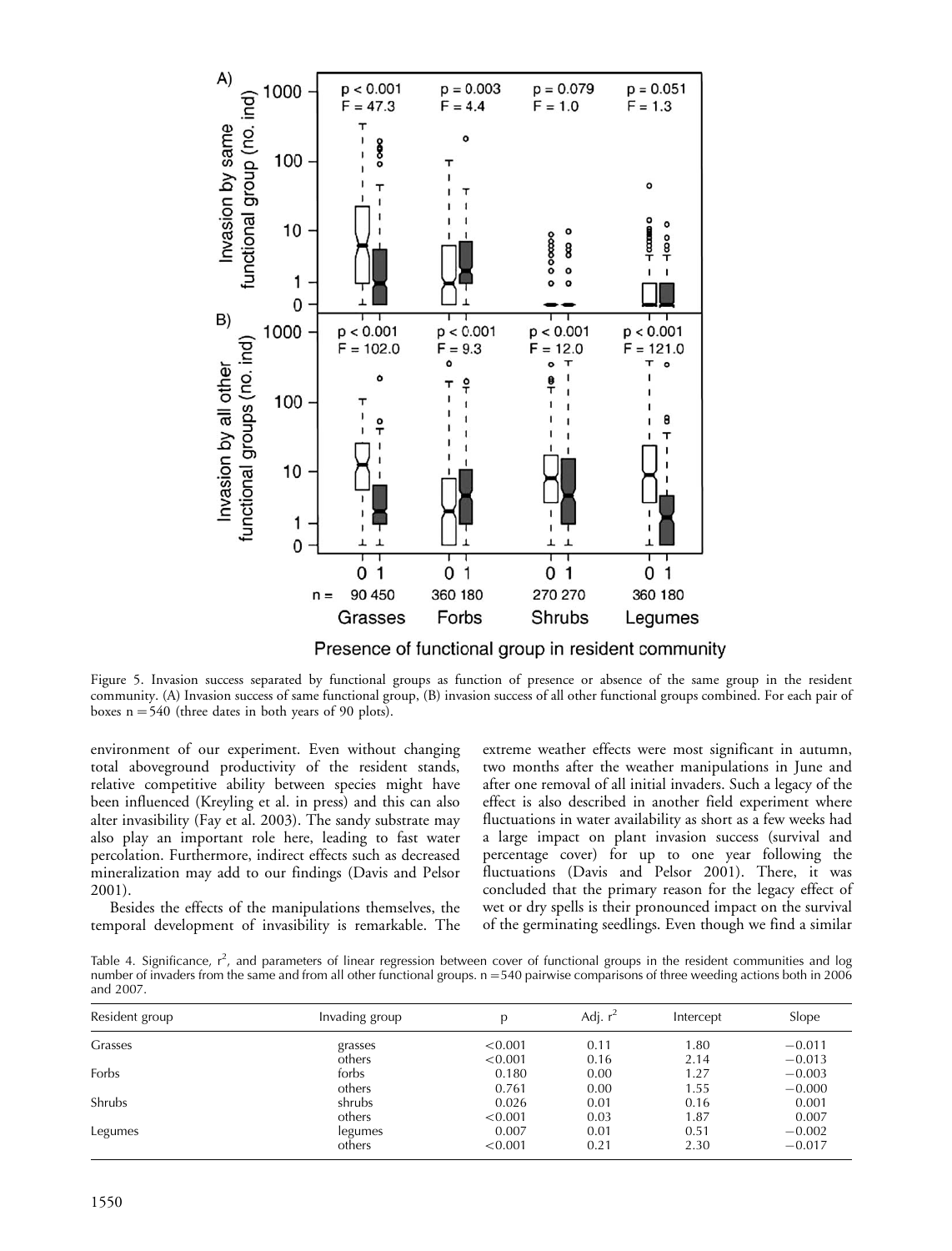Figure 5. Invasion success separated by functional groups as function of presence or absence of the same group in the resident community. (A) Invasion success of same functional group, (B) invasion success of all other functional groups combined. For each pair of boxes n = 540 (three dates in both years of 90 plots).

environment of our experiment. Even without changing total aboveground productivity of the resident stands, relative competitive ability between species might have been influenced (Kreyling et al. in press) and this can also alter invasibility (Fay et al. 2003). The sandy substrate may also play an important role here, leading to fast water percolation. Furthermore, indirect effects such as decreased mineralization may add to our findings (Davis and Pelsor 2001).

Besides the effects of the manipulations themselves, the temporal development of invasibility is remarkable. The extreme weather effects were most significant in autumn, two months after the weather manipulations in June and after one removal of all initial invaders. Such a legacy of the effect is also described in another field experiment where fluctuations in water availability as short as a few weeks had a large impact on plant invasion success (survival and percentage cover) for up to one year following the fluctuations (Davis and Pelsor 2001). There, it was concluded that the primary reason for the legacy effect of wet or dry spells is their pronounced impact on the survival of the germinating seedlings. Even though we find a similar

Table 4. Significance, $r^2$, and parameters of linear regression between cover of functional groups in the resident communities and log number of invaders from the same and from all other functional groups. n = 540 pairwise comparisons of three weeding actions both in 2006 and 2007.

| Resident group | Invading group | p | Adj. $r^2$ | Intercept | Slope |
|---|---|---|---|---|---|
| Grasses | grasses | <0.001 | 0.11 | 1.80 | −0.011 |
| | others | <0.001 | 0.16 | 2.14 | −0.013 |
| Forbs | forbs | 0.180 | 0.00 | 1.27 | −0.003 |
| | others | 0.761 | 0.00 | 1.55 | −0.000 |
| Shrubs | shrubs | 0.026 | 0.01 | 0.16 | 0.001 |
| | others | <0.001 | 0.03 | 1.87 | 0.007 |
| Legumes | legumes | 0.007 | 0.01 | 0.51 | −0.002 |
| | others | <0.001 | 0.21 | 2.30 | −0.017 |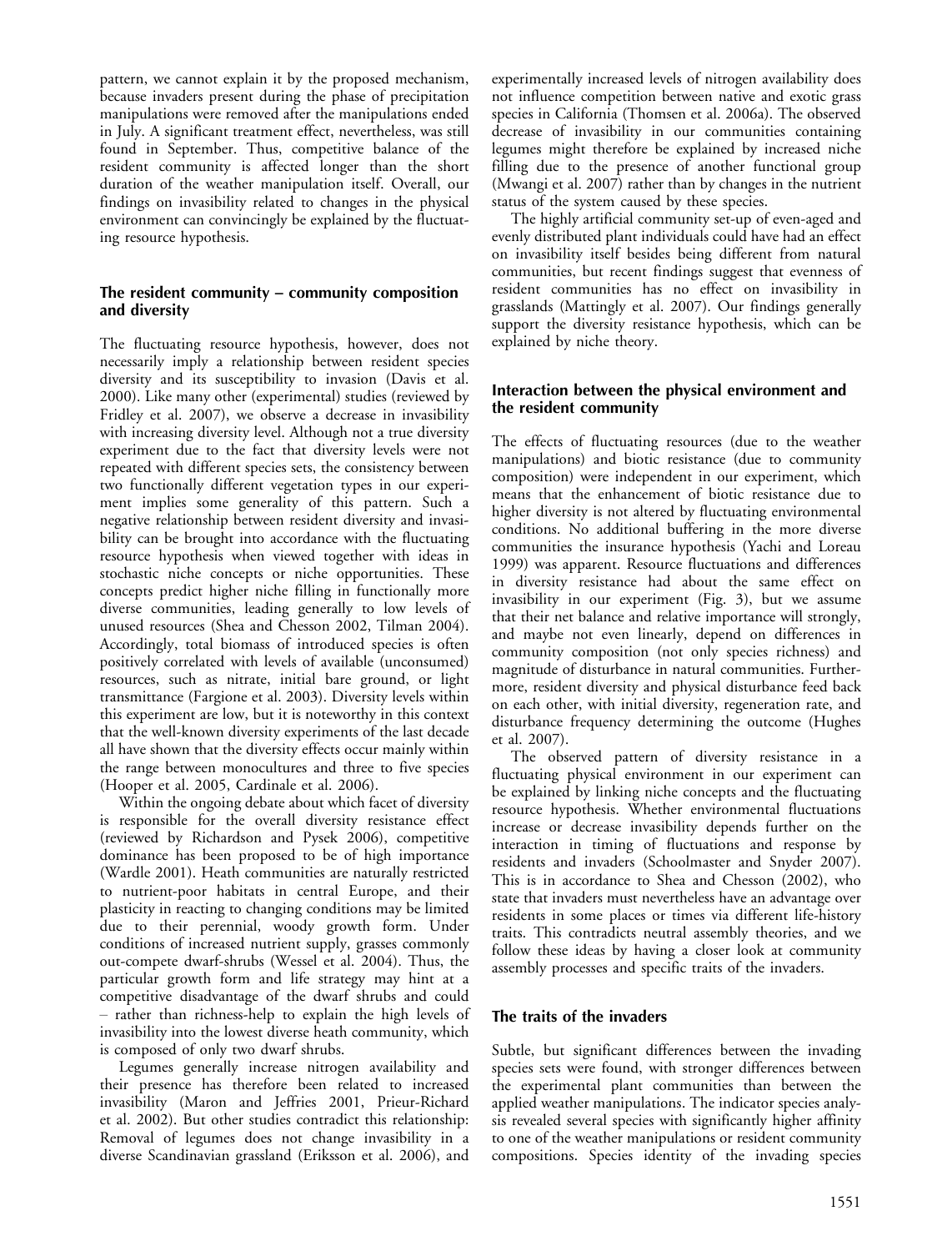pattern, we cannot explain it by the proposed mechanism, because invaders present during the phase of precipitation manipulations were removed after the manipulations ended in July. A significant treatment effect, nevertheless, was still found in September. Thus, competitive balance of the resident community is affected longer than the short duration of the weather manipulation itself. Overall, our findings on invasibility related to changes in the physical environment can convincingly be explained by the fluctuating resource hypothesis.

### The resident community – community composition and diversity

The fluctuating resource hypothesis, however, does not necessarily imply a relationship between resident species diversity and its susceptibility to invasion (Davis et al. 2000). Like many other (experimental) studies (reviewed by Fridley et al. 2007), we observe a decrease in invasibility with increasing diversity level. Although not a true diversity experiment due to the fact that diversity levels were not repeated with different species sets, the consistency between two functionally different vegetation types in our experiment implies some generality of this pattern. Such a negative relationship between resident diversity and invasibility can be brought into accordance with the fluctuating resource hypothesis when viewed together with ideas in stochastic niche concepts or niche opportunities. These concepts predict higher niche filling in functionally more diverse communities, leading generally to low levels of unused resources (Shea and Chesson 2002, Tilman 2004). Accordingly, total biomass of introduced species is often positively correlated with levels of available (unconsumed) resources, such as nitrate, initial bare ground, or light transmittance (Fargione et al. 2003). Diversity levels within this experiment are low, but it is noteworthy in this context that the well-known diversity experiments of the last decade all have shown that the diversity effects occur mainly within the range between monocultures and three to five species (Hooper et al. 2005, Cardinale et al. 2006).

Within the ongoing debate about which facet of diversity is responsible for the overall diversity resistance effect (reviewed by Richardson and Pysek 2006), competitive dominance has been proposed to be of high importance (Wardle 2001). Heath communities are naturally restricted to nutrient-poor habitats in central Europe, and their plasticity in reacting to changing conditions may be limited due to their perennial, woody growth form. Under conditions of increased nutrient supply, grasses commonly out-compete dwarf-shrubs (Wessel et al. 2004). Thus, the particular growth form and life strategy may hint at a competitive disadvantage of the dwarf shrubs and could – rather than richness-help to explain the high levels of invasibility into the lowest diverse heath community, which is composed of only two dwarf shrubs.

Legumes generally increase nitrogen availability and their presence has therefore been related to increased invasibility (Maron and Jeffries 2001, Prieur-Richard et al. 2002). But other studies contradict this relationship: Removal of legumes does not change invasibility in a diverse Scandinavian grassland (Eriksson et al. 2006), and experimentally increased levels of nitrogen availability does not influence competition between native and exotic grass species in California (Thomsen et al. 2006a). The observed decrease of invasibility in our communities containing legumes might therefore be explained by increased niche filling due to the presence of another functional group (Mwangi et al. 2007) rather than by changes in the nutrient status of the system caused by these species.

The highly artificial community set-up of even-aged and evenly distributed plant individuals could have had an effect on invasibility itself besides being different from natural communities, but recent findings suggest that evenness of resident communities has no effect on invasibility in grasslands (Mattingly et al. 2007). Our findings generally support the diversity resistance hypothesis, which can be explained by niche theory.

### Interaction between the physical environment and the resident community

The effects of fluctuating resources (due to the weather manipulations) and biotic resistance (due to community composition) were independent in our experiment, which means that the enhancement of biotic resistance due to higher diversity is not altered by fluctuating environmental conditions. No additional buffering in the more diverse communities the insurance hypothesis (Yachi and Loreau 1999) was apparent. Resource fluctuations and differences in diversity resistance had about the same effect on invasibility in our experiment (Fig. 3), but we assume that their net balance and relative importance will strongly, and maybe not even linearly, depend on differences in community composition (not only species richness) and magnitude of disturbance in natural communities. Furthermore, resident diversity and physical disturbance feed back on each other, with initial diversity, regeneration rate, and disturbance frequency determining the outcome (Hughes et al. 2007).

The observed pattern of diversity resistance in a fluctuating physical environment in our experiment can be explained by linking niche concepts and the fluctuating resource hypothesis. Whether environmental fluctuations increase or decrease invasibility depends further on the interaction in timing of fluctuations and response by residents and invaders (Schoolmaster and Snyder 2007). This is in accordance to Shea and Chesson (2002), who state that invaders must nevertheless have an advantage over residents in some places or times via different life-history traits. This contradicts neutral assembly theories, and we follow these ideas by having a closer look at community assembly processes and specific traits of the invaders.

### The traits of the invaders

Subtle, but significant differences between the invading species sets were found, with stronger differences between the experimental plant communities than between the applied weather manipulations. The indicator species analysis revealed several species with significantly higher affinity to one of the weather manipulations or resident community compositions. Species identity of the invading species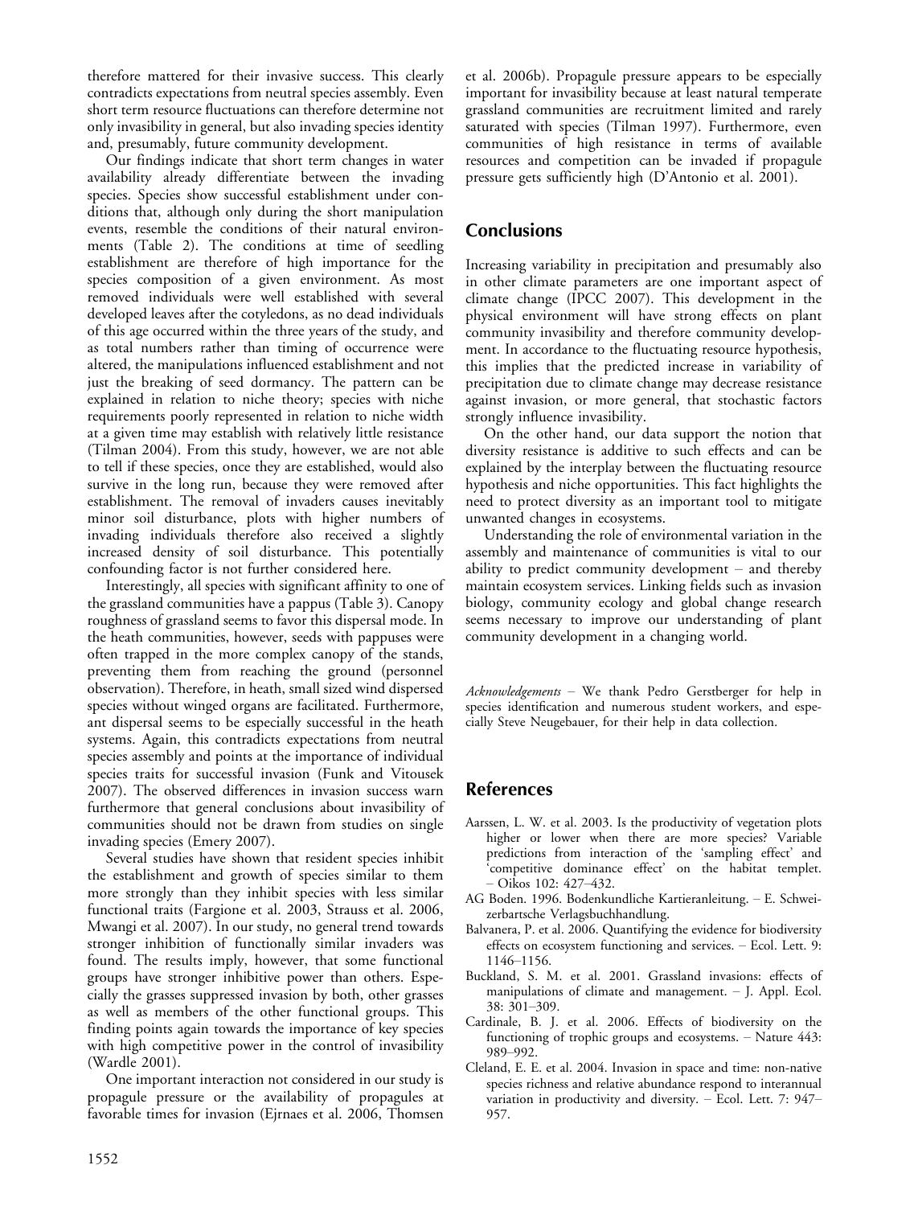therefore mattered for their invasive success. This clearly contradicts expectations from neutral species assembly. Even short term resource fluctuations can therefore determine not only invasibility in general, but also invading species identity and, presumably, future community development.

Our findings indicate that short term changes in water availability already differentiate between the invading species. Species show successful establishment under conditions that, although only during the short manipulation events, resemble the conditions of their natural environments (Table 2). The conditions at time of seedling establishment are therefore of high importance for the species composition of a given environment. As most removed individuals were well established with several developed leaves after the cotyledons, as no dead individuals of this age occurred within the three years of the study, and as total numbers rather than timing of occurrence were altered, the manipulations influenced establishment and not just the breaking of seed dormancy. The pattern can be explained in relation to niche theory; species with niche requirements poorly represented in relation to niche width at a given time may establish with relatively little resistance (Tilman 2004). From this study, however, we are not able to tell if these species, once they are established, would also survive in the long run, because they were removed after establishment. The removal of invaders causes inevitably minor soil disturbance, plots with higher numbers of invading individuals therefore also received a slightly increased density of soil disturbance. This potentially confounding factor is not further considered here.

Interestingly, all species with significant affinity to one of the grassland communities have a pappus (Table 3). Canopy roughness of grassland seems to favor this dispersal mode. In the heath communities, however, seeds with pappuses were often trapped in the more complex canopy of the stands, preventing them from reaching the ground (personnel observation). Therefore, in heath, small sized wind dispersed species without winged organs are facilitated. Furthermore, ant dispersal seems to be especially successful in the heath systems. Again, this contradicts expectations from neutral species assembly and points at the importance of individual species traits for successful invasion (Funk and Vitousek 2007). The observed differences in invasion success warn furthermore that general conclusions about invasibility of communities should not be drawn from studies on single invading species (Emery 2007).

Several studies have shown that resident species inhibit the establishment and growth of species similar to them more strongly than they inhibit species with less similar functional traits (Fargione et al. 2003, Strauss et al. 2006, Mwangi et al. 2007). In our study, no general trend towards stronger inhibition of functionally similar invaders was found. The results imply, however, that some functional groups have stronger inhibitive power than others. Especially the grasses suppressed invasion by both, other grasses as well as members of the other functional groups. This finding points again towards the importance of key species with high competitive power in the control of invasibility (Wardle 2001).

One important interaction not considered in our study is propagule pressure or the availability of propagules at favorable times for invasion (Ejrnaes et al. 2006, Thomsen et al. 2006b). Propagule pressure appears to be especially important for invasibility because at least natural temperate grassland communities are recruitment limited and rarely saturated with species (Tilman 1997). Furthermore, even communities of high resistance in terms of available resources and competition can be invaded if propagule pressure gets sufficiently high (D'Antonio et al. 2001).

## Conclusions

Increasing variability in precipitation and presumably also in other climate parameters are one important aspect of climate change (IPCC 2007). This development in the physical environment will have strong effects on plant community invasibility and therefore community development. In accordance to the fluctuating resource hypothesis, this implies that the predicted increase in variability of precipitation due to climate change may decrease resistance against invasion, or more general, that stochastic factors strongly influence invasibility.

On the other hand, our data support the notion that diversity resistance is additive to such effects and can be explained by the interplay between the fluctuating resource hypothesis and niche opportunities. This fact highlights the need to protect diversity as an important tool to mitigate unwanted changes in ecosystems.

Understanding the role of environmental variation in the assembly and maintenance of communities is vital to our ability to predict community development – and thereby maintain ecosystem services. Linking fields such as invasion biology, community ecology and global change research seems necessary to improve our understanding of plant community development in a changing world.

*Acknowledgements* – We thank Pedro Gerstberger for help in species identification and numerous student workers, and especially Steve Neugebauer, for their help in data collection.

## References

- Aarssen, L. W. et al. 2003. Is the productivity of vegetation plots higher or lower when there are more species? Variable predictions from interaction of the 'sampling effect' and 'competitive dominance effect' on the habitat templet. – Oikos 102: 427–432.
- AG Boden. 1996. Bodenkundliche Kartieranleitung. – E. Schweizerbartsche Verlagsbuchhandlung.
- Balvanera, P. et al. 2006. Quantifying the evidence for biodiversity effects on ecosystem functioning and services. – Ecol. Lett. 9: 1146–1156.
- Buckland, S. M. et al. 2001. Grassland invasions: effects of manipulations of climate and management. – J. Appl. Ecol. 38: 301–309.
- Cardinale, B. J. et al. 2006. Effects of biodiversity on the functioning of trophic groups and ecosystems. – Nature 443: 989–992.
- Cleland, E. E. et al. 2004. Invasion in space and time: non-native species richness and relative abundance respond to interannual variation in productivity and diversity. – Ecol. Lett. 7: 947–957.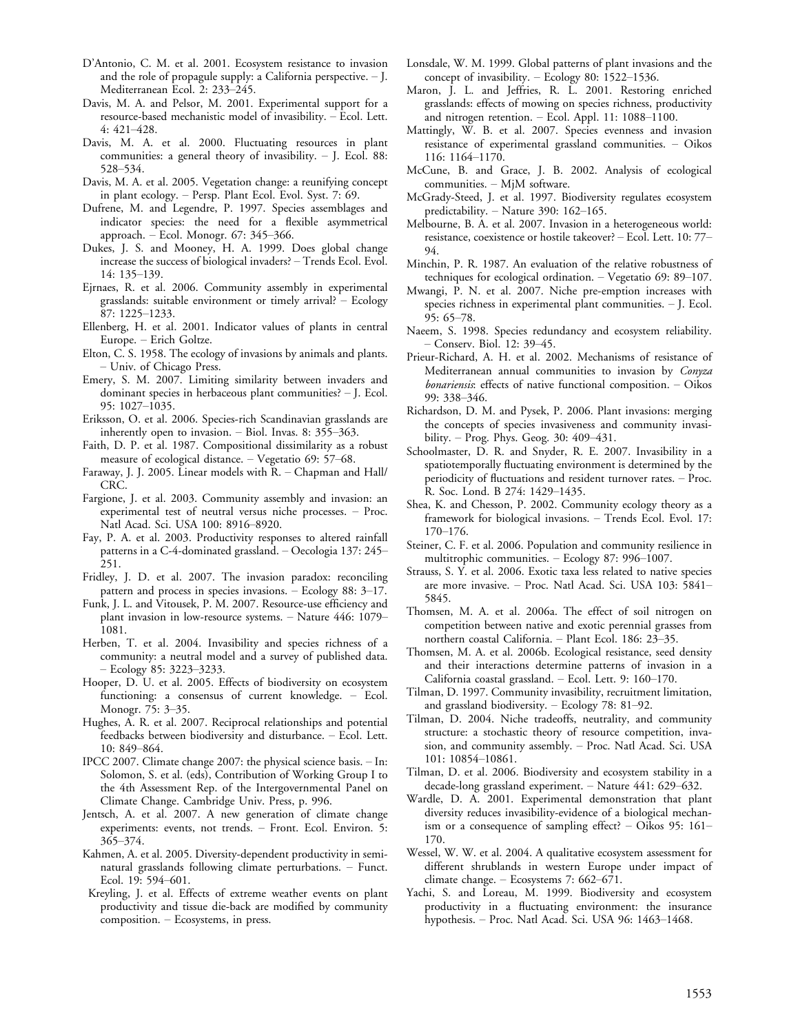D'Antonio, C. M. et al. 2001. Ecosystem resistance to invasion and the role of propagule supply: a California perspective. – J. Mediterranean Ecol. 2: 233–245.

Davis, M. A. and Pelsor, M. 2001. Experimental support for a resource-based mechanistic model of invasibility. – Ecol. Lett. 4: 421–428.

Davis, M. A. et al. 2000. Fluctuating resources in plant communities: a general theory of invasibility. – J. Ecol. 88: 528–534.

Davis, M. A. et al. 2005. Vegetation change: a reunifying concept in plant ecology. – Persp. Plant Ecol. Evol. Syst. 7: 69.

Dufrene, M. and Legendre, P. 1997. Species assemblages and indicator species: the need for a flexible asymmetrical approach. – Ecol. Monogr. 67: 345–366.

Dukes, J. S. and Mooney, H. A. 1999. Does global change increase the success of biological invaders? – Trends Ecol. Evol. 14: 135–139.

Ejrnaes, R. et al. 2006. Community assembly in experimental grasslands: suitable environment or timely arrival? – Ecology 87: 1225–1233.

Ellenberg, H. et al. 2001. Indicator values of plants in central Europe. – Erich Goltze.

Elton, C. S. 1958. The ecology of invasions by animals and plants. – Univ. of Chicago Press.

Emery, S. M. 2007. Limiting similarity between invaders and dominant species in herbaceous plant communities? – J. Ecol. 95: 1027–1035.

Eriksson, O. et al. 2006. Species-rich Scandinavian grasslands are inherently open to invasion. – Biol. Invas. 8: 355–363.

Faith, D. P. et al. 1987. Compositional dissimilarity as a robust measure of ecological distance. – Vegetatio 69: 57–68.

Faraway, J. J. 2005. Linear models with R. – Chapman and Hall/CRC.

Fargione, J. et al. 2003. Community assembly and invasion: an experimental test of neutral versus niche processes. – Proc. Natl Acad. Sci. USA 100: 8916–8920.

Fay, P. A. et al. 2003. Productivity responses to altered rainfall patterns in a C-4-dominated grassland. – Oecologia 137: 245–251.

Fridley, J. D. et al. 2007. The invasion paradox: reconciling pattern and process in species invasions. – Ecology 88: 3–17.

Funk, J. L. and Vitousek, P. M. 2007. Resource-use efficiency and plant invasion in low-resource systems. – Nature 446: 1079–1081.

Herben, T. et al. 2004. Invasibility and species richness of a community: a neutral model and a survey of published data. – Ecology 85: 3223–3233.

Hooper, D. U. et al. 2005. Effects of biodiversity on ecosystem functioning: a consensus of current knowledge. – Ecol. Monogr. 75: 3–35.

Hughes, A. R. et al. 2007. Reciprocal relationships and potential feedbacks between biodiversity and disturbance. – Ecol. Lett. 10: 849–864.

IPCC 2007. Climate change 2007: the physical science basis. – In: Solomon, S. et al. (eds), Contribution of Working Group I to the 4th Assessment Rep. of the Intergovernmental Panel on Climate Change. Cambridge Univ. Press, p. 996.

Jentsch, A. et al. 2007. A new generation of climate change experiments: events, not trends. – Front. Ecol. Environ. 5: 365–374.

Kahmen, A. et al. 2005. Diversity-dependent productivity in semi-natural grasslands following climate perturbations. – Funct. Ecol. 19: 594–601.

Kreyling, J. et al. Effects of extreme weather events on plant productivity and tissue die-back are modified by community composition. – Ecosystems, in press.

Lonsdale, W. M. 1999. Global patterns of plant invasions and the concept of invasibility. – Ecology 80: 1522–1536.

Maron, J. L. and Jeffries, R. L. 2001. Restoring enriched grasslands: effects of mowing on species richness, productivity and nitrogen retention. – Ecol. Appl. 11: 1088–1100.

Mattingly, W. B. et al. 2007. Species evenness and invasion resistance of experimental grassland communities. – Oikos 116: 1164–1170.

McCune, B. and Grace, J. B. 2002. Analysis of ecological communities. – MjM software.

McGrady-Steed, J. et al. 1997. Biodiversity regulates ecosystem predictability. – Nature 390: 162–165.

Melbourne, B. A. et al. 2007. Invasion in a heterogeneous world: resistance, coexistence or hostile takeover? – Ecol. Lett. 10: 77–94.

Minchin, P. R. 1987. An evaluation of the relative robustness of techniques for ecological ordination. – Vegetatio 69: 89–107.

Mwangi, P. N. et al. 2007. Niche pre-emption increases with species richness in experimental plant communities. – J. Ecol. 95: 65–78.

Naeem, S. 1998. Species redundancy and ecosystem reliability. – Conserv. Biol. 12: 39–45.

Prieur-Richard, A. H. et al. 2002. Mechanisms of resistance of Mediterranean annual communities to invasion by *Conyza bonariensis*: effects of native functional composition. – Oikos 99: 338–346.

Richardson, D. M. and Pysek, P. 2006. Plant invasions: merging the concepts of species invasiveness and community invasibility. – Prog. Phys. Geog. 30: 409–431.

Schoolmaster, D. R. and Snyder, R. E. 2007. Invasibility in a spatiotemporally fluctuating environment is determined by the periodicity of fluctuations and resident turnover rates. – Proc. R. Soc. Lond. B 274: 1429–1435.

Shea, K. and Chesson, P. 2002. Community ecology theory as a framework for biological invasions. – Trends Ecol. Evol. 17: 170–176.

Steiner, C. F. et al. 2006. Population and community resilience in multitrophic communities. – Ecology 87: 996–1007.

Strauss, S. Y. et al. 2006. Exotic taxa less related to native species are more invasive. – Proc. Natl Acad. Sci. USA 103: 5841–5845.

Thomsen, M. A. et al. 2006a. The effect of soil nitrogen on competition between native and exotic perennial grasses from northern coastal California. – Plant Ecol. 186: 23–35.

Thomsen, M. A. et al. 2006b. Ecological resistance, seed density and their interactions determine patterns of invasion in a California coastal grassland. – Ecol. Lett. 9: 160–170.

Tilman, D. 1997. Community invasibility, recruitment limitation, and grassland biodiversity. – Ecology 78: 81–92.

Tilman, D. 2004. Niche tradeoffs, neutrality, and community structure: a stochastic theory of resource competition, invasion, and community assembly. – Proc. Natl Acad. Sci. USA 101: 10854–10861.

Tilman, D. et al. 2006. Biodiversity and ecosystem stability in a decade-long grassland experiment. – Nature 441: 629–632.

Wardle, D. A. 2001. Experimental demonstration that plant diversity reduces invasibility-evidence of a biological mechanism or a consequence of sampling effect? – Oikos 95: 161–170.

Wessel, W. W. et al. 2004. A qualitative ecosystem assessment for different shrublands in western Europe under impact of climate change. – Ecosystems 7: 662–671.

Yachi, S. and Loreau, M. 1999. Biodiversity and ecosystem productivity in a fluctuating environment: the insurance hypothesis. – Proc. Natl Acad. Sci. USA 96: 1463–1468.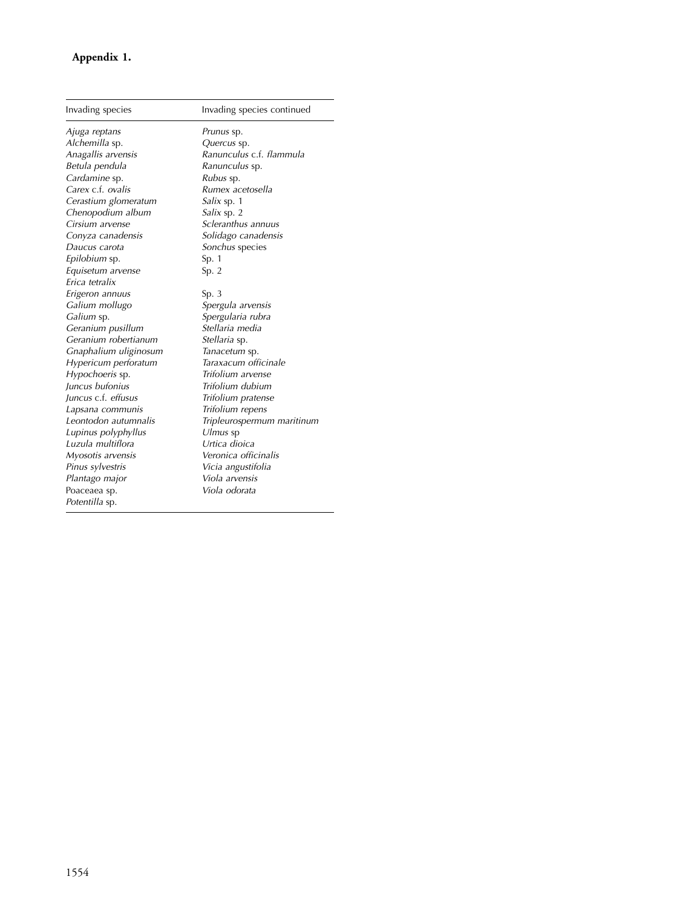**Appendix 1.**

| Invading species | Invading species continued |
|---|---|
| *Ajuga reptans* | *Prunus* sp. |
| *Alchemilla* sp. | *Quercus* sp. |
| *Anagallis arvensis* | *Ranunculus* c.f. *flammula* |
| *Betula pendula* | *Ranunculus* sp. |
| *Cardamine* sp. | *Rubus* sp. |
| *Carex* c.f. *ovalis* | *Rumex acetosella* |
| *Cerastium glomeratum* | *Salix* sp. 1 |
| *Chenopodium album* | *Salix* sp. 2 |
| *Cirsium arvense* | *Scleranthus annuus* |
| *Conyza canadensis* | *Solidago canadensis* |
| *Daucus carota* | *Sonchus* species |
| *Epilobium* sp. | Sp. 1 |
| *Equisetum arvense* | Sp. 2 |
| *Erica tetralix* | |
| *Erigeron annuus* | Sp. 3 |
| *Galium mollugo* | *Spergula arvensis* |
| *Galium* sp. | *Spergularia rubra* |
| *Geranium pusillum* | *Stellaria media* |
| *Geranium robertianum* | *Stellaria* sp. |
| *Gnaphalium uliginosum* | *Tanacetum* sp. |
| *Hypericum perforatum* | *Taraxacum officinale* |
| *Hypochoeris* sp. | *Trifolium arvense* |
| *Juncus bufonius* | *Trifolium dubium* |
| *Juncus* c.f. *effusus* | *Trifolium pratense* |
| *Lapsana communis* | *Trifolium repens* |
| *Leontodon autumnalis* | *Tripleurospermum maritinum* |
| *Lupinus polyphyllus* | *Ulmus* sp |
| *Luzula multiflora* | *Urtica dioica* |
| *Myosotis arvensis* | *Veronica officinalis* |
| *Pinus sylvestris* | *Vicia angustifolia* |
| *Plantago major* | *Viola arvensis* |
| Poaceaea sp. | *Viola odorata* |
| *Potentilla* sp. | |